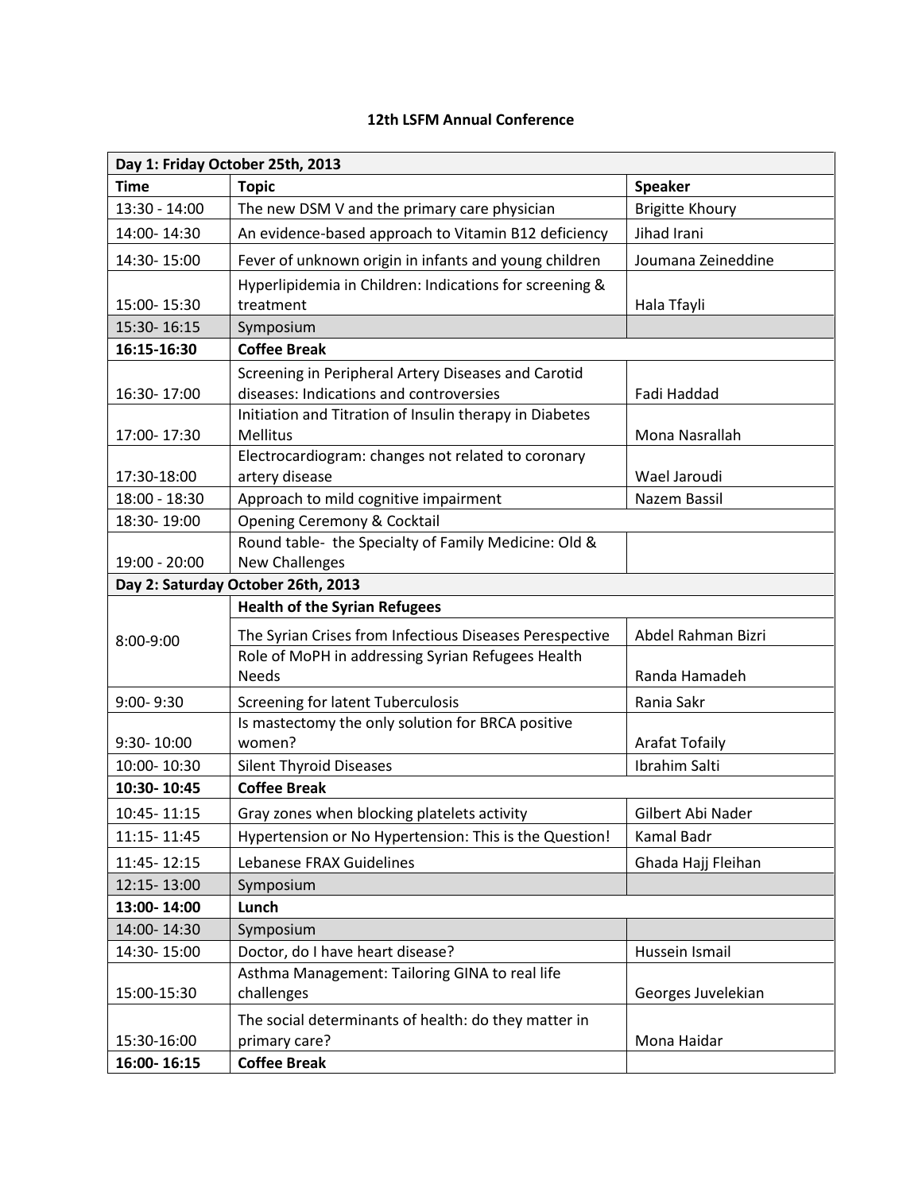# 12th LSFM Annual Conference

| Day 1: Friday October 25th, 2013 | | |
|---|---|---|
| **Time** | **Topic** | **Speaker** |
| 13:30 - 14:00 | The new DSM V and the primary care physician | Brigitte Khoury |
| 14:00- 14:30 | An evidence-based approach to Vitamin B12 deficiency | Jihad Irani |
| 14:30- 15:00 | Fever of unknown origin in infants and young children | Joumana Zeineddine |
| 15:00- 15:30 | Hyperlipidemia in Children: Indications for screening & treatment | Hala Tfayli |
| 15:30- 16:15 | Symposium | |
| **16:15-16:30** | **Coffee Break** | |
| 16:30- 17:00 | Screening in Peripheral Artery Diseases and Carotid diseases: Indications and controversies | Fadi Haddad |
| 17:00- 17:30 | Initiation and Titration of Insulin therapy in Diabetes Mellitus | Mona Nasrallah |
| 17:30-18:00 | Electrocardiogram: changes not related to coronary artery disease | Wael Jaroudi |
| 18:00 - 18:30 | Approach to mild cognitive impairment | Nazem Bassil |
| 18:30- 19:00 | Opening Ceremony & Cocktail | |
| 19:00 - 20:00 | Round table- the Specialty of Family Medicine: Old & New Challenges | |
| **Day 2: Saturday October 26th, 2013** | | |
| 8:00-9:00 | **Health of the Syrian Refugees** | |
| | The Syrian Crises from Infectious Diseases Perespective | Abdel Rahman Bizri |
| | Role of MoPH in addressing Syrian Refugees Health Needs | Randa Hamadeh |
| 9:00- 9:30 | Screening for latent Tuberculosis | Rania Sakr |
| 9:30- 10:00 | Is mastectomy the only solution for BRCA positive women? | Arafat Tofaily |
| 10:00- 10:30 | Silent Thyroid Diseases | Ibrahim Salti |
| **10:30- 10:45** | **Coffee Break** | |
| 10:45- 11:15 | Gray zones when blocking platelets activity | Gilbert Abi Nader |
| 11:15- 11:45 | Hypertension or No Hypertension: This is the Question! | Kamal Badr |
| 11:45- 12:15 | Lebanese FRAX Guidelines | Ghada Hajj Fleihan |
| 12:15- 13:00 | Symposium | |
| **13:00- 14:00** | **Lunch** | |
| 14:00- 14:30 | Symposium | |
| 14:30- 15:00 | Doctor, do I have heart disease? | Hussein Ismail |
| 15:00-15:30 | Asthma Management: Tailoring GINA to real life challenges | Georges Juvelekian |
| 15:30-16:00 | The social determinants of health: do they matter in primary care? | Mona Haidar |
| **16:00- 16:15** | **Coffee Break** | |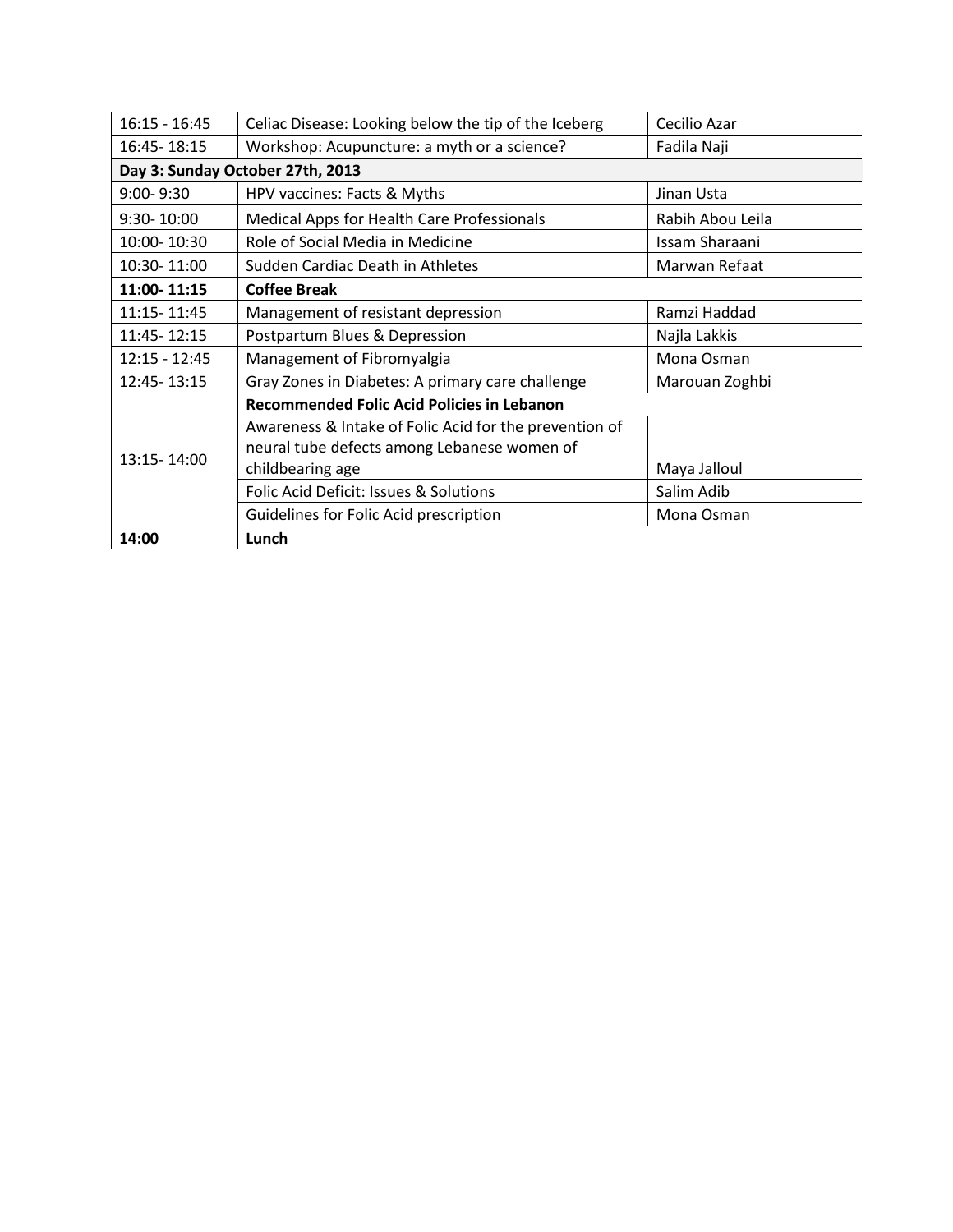| | | |
|---|---|---|
| 16:15 - 16:45 | Celiac Disease: Looking below the tip of the Iceberg | Cecilio Azar |
| 16:45- 18:15 | Workshop: Acupuncture: a myth or a science? | Fadila Naji |
| **Day 3: Sunday October 27th, 2013** | | |
| 9:00- 9:30 | HPV vaccines: Facts & Myths | Jinan Usta |
| 9:30- 10:00 | Medical Apps for Health Care Professionals | Rabih Abou Leila |
| 10:00- 10:30 | Role of Social Media in Medicine | Issam Sharaani |
| 10:30- 11:00 | Sudden Cardiac Death in Athletes | Marwan Refaat |
| **11:00- 11:15** | **Coffee Break** | |
| 11:15- 11:45 | Management of resistant depression | Ramzi Haddad |
| 11:45- 12:15 | Postpartum Blues & Depression | Najla Lakkis |
| 12:15 - 12:45 | Management of Fibromyalgia | Mona Osman |
| 12:45- 13:15 | Gray Zones in Diabetes: A primary care challenge | Marouan Zoghbi |
| 13:15- 14:00 | **Recommended Folic Acid Policies in Lebanon** | |
| | Awareness & Intake of Folic Acid for the prevention of neural tube defects among Lebanese women of childbearing age | Maya Jalloul |
| | Folic Acid Deficit: Issues & Solutions | Salim Adib |
| | Guidelines for Folic Acid prescription | Mona Osman |
| **14:00** | **Lunch** | |